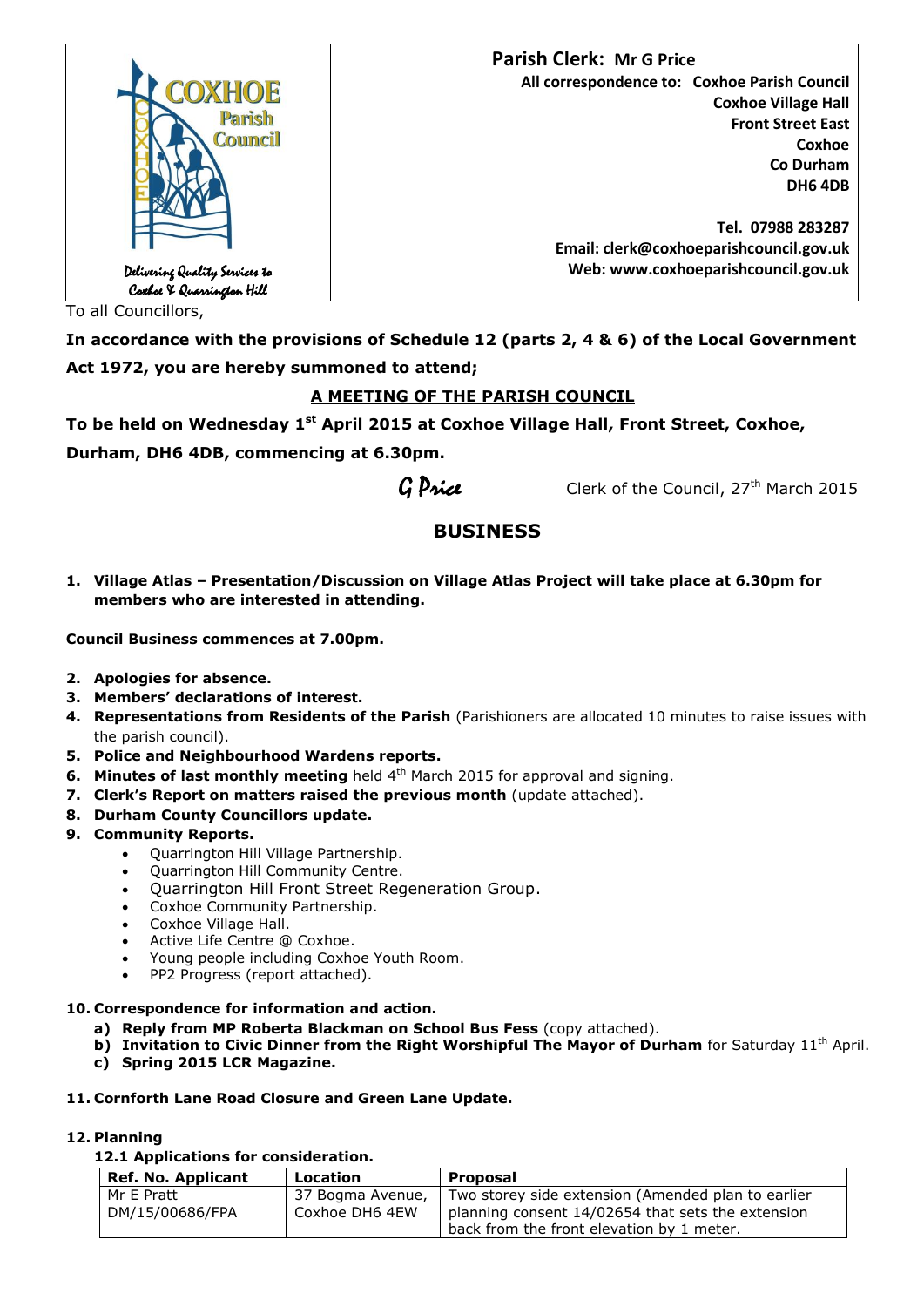COXHOE Parish Council

Delivering Quality Services to Coxhoe & Quarrington Hill

**Parish Clerk: Mr G Price**

**All correspondence to: Coxhoe Parish Council**
**Coxhoe Village Hall**
**Front Street East**
**Coxhoe**
**Co Durham**
**DH6 4DB**

**Tel. 07988 283287**
**Email: clerk@coxhoeparishcouncil.gov.uk**
**Web: www.coxhoeparishcouncil.gov.uk**

To all Councillors,

**In accordance with the provisions of Schedule 12 (parts 2, 4 & 6) of the Local Government Act 1972, you are hereby summoned to attend;**

**A MEETING OF THE PARISH COUNCIL**

**To be held on Wednesday 1st April 2015 at Coxhoe Village Hall, Front Street, Coxhoe, Durham, DH6 4DB, commencing at 6.30pm.**

*G Price* Clerk of the Council, 27th March 2015

## BUSINESS

1. **Village Atlas – Presentation/Discussion on Village Atlas Project will take place at 6.30pm for members who are interested in attending.**

**Council Business commences at 7.00pm.**

2. **Apologies for absence.**
3. **Members' declarations of interest.**
4. **Representations from Residents of the Parish** (Parishioners are allocated 10 minutes to raise issues with the parish council).
5. **Police and Neighbourhood Wardens reports.**
6. **Minutes of last monthly meeting** held 4th March 2015 for approval and signing.
7. **Clerk's Report on matters raised the previous month** (update attached).
8. **Durham County Councillors update.**
9. **Community Reports.**
   - Quarrington Hill Village Partnership.
   - Quarrington Hill Community Centre.
   - Quarrington Hill Front Street Regeneration Group.
   - Coxhoe Community Partnership.
   - Coxhoe Village Hall.
   - Active Life Centre @ Coxhoe.
   - Young people including Coxhoe Youth Room.
   - PP2 Progress (report attached).

10. **Correspondence for information and action.**
    a) **Reply from MP Roberta Blackman on School Bus Fess** (copy attached).
    b) **Invitation to Civic Dinner from the Right Worshipful The Mayor of Durham** for Saturday 11th April.
    c) **Spring 2015 LCR Magazine.**

11. **Cornforth Lane Road Closure and Green Lane Update.**

12. **Planning**

**12.1 Applications for consideration.**

| Ref. No. Applicant | Location | Proposal |
|---|---|---|
| Mr E Pratt DM/15/00686/FPA | 37 Bogma Avenue, Coxhoe DH6 4EW | Two storey side extension (Amended plan to earlier planning consent 14/02654 that sets the extension back from the front elevation by 1 meter. |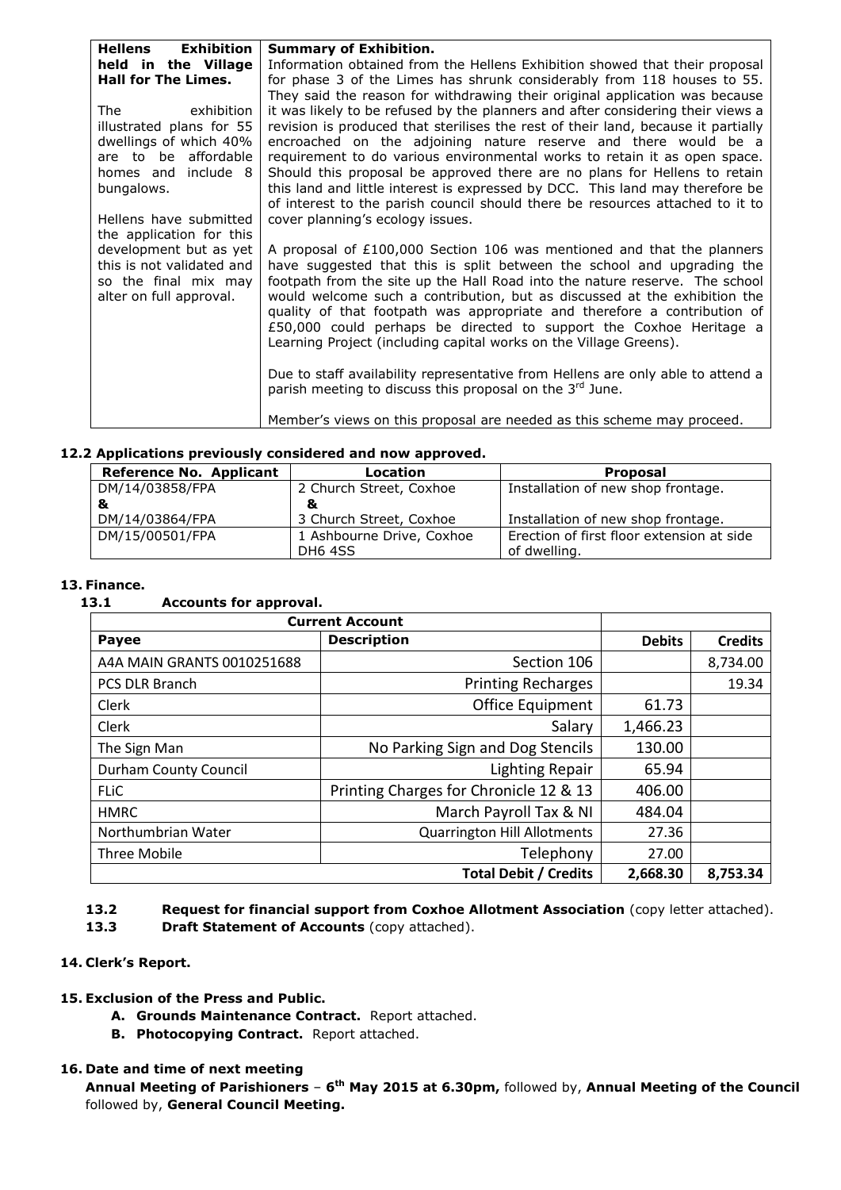| Hellens Exhibition held in the Village Hall for The Limes. | Summary of Exhibition. |
|---|---|
| The exhibition illustrated plans for 55 dwellings of which 40% are to be affordable homes and include 8 bungalows.<br><br>Hellens have submitted the application for this development but as yet this is not validated and so the final mix may alter on full approval. | Information obtained from the Hellens Exhibition showed that their proposal for phase 3 of the Limes has shrunk considerably from 118 houses to 55. They said the reason for withdrawing their original application was because it was likely to be refused by the planners and after considering their views a revision is produced that sterilises the rest of their land, because it partially encroached on the adjoining nature reserve and there would be a requirement to do various environmental works to retain it as open space. Should this proposal be approved there are no plans for Hellens to retain this land and little interest is expressed by DCC. This land may therefore be of interest to the parish council should there be resources attached to it to cover planning's ecology issues.<br><br>A proposal of £100,000 Section 106 was mentioned and that the planners have suggested that this is split between the school and upgrading the footpath from the site up the Hall Road into the nature reserve. The school would welcome such a contribution, but as discussed at the exhibition the quality of that footpath was appropriate and therefore a contribution of £50,000 could perhaps be directed to support the Coxhoe Heritage a Learning Project (including capital works on the Village Greens).<br><br>Due to staff availability representative from Hellens are only able to attend a parish meeting to discuss this proposal on the 3rd June.<br><br>Member's views on this proposal are needed as this scheme may proceed. |

### 12.2 Applications previously considered and now approved.

| Reference No. Applicant | Location | Proposal |
|---|---|---|
| DM/14/03858/FPA<br>&<br>DM/14/03864/FPA | 2 Church Street, Coxhoe<br>&<br>3 Church Street, Coxhoe | Installation of new shop frontage.<br><br>Installation of new shop frontage. |
| DM/15/00501/FPA | 1 Ashbourne Drive, Coxhoe DH6 4SS | Erection of first floor extension at side of dwelling. |

## 13. Finance.

### 13.1 Accounts for approval.

| Current Account | | | |
|---|---|---|---|
| **Payee** | **Description** | **Debits** | **Credits** |
| A4A MAIN GRANTS 0010251688 | Section 106 | | 8,734.00 |
| PCS DLR Branch | Printing Recharges | | 19.34 |
| Clerk | Office Equipment | 61.73 | |
| Clerk | Salary | 1,466.23 | |
| The Sign Man | No Parking Sign and Dog Stencils | 130.00 | |
| Durham County Council | Lighting Repair | 65.94 | |
| FLiC | Printing Charges for Chronicle 12 & 13 | 406.00 | |
| HMRC | March Payroll Tax & NI | 484.04 | |
| Northumbrian Water | Quarrington Hill Allotments | 27.36 | |
| Three Mobile | Telephony | 27.00 | |
| | **Total Debit / Credits** | 2,668.30 | 8,753.34 |

**13.2 Request for financial support from Coxhoe Allotment Association** (copy letter attached).

**13.3 Draft Statement of Accounts** (copy attached).

## 14. Clerk's Report.

## 15. Exclusion of the Press and Public.

A. **Grounds Maintenance Contract.** Report attached.
B. **Photocopying Contract.** Report attached.

## 16. Date and time of next meeting

**Annual Meeting of Parishioners – 6th May 2015 at 6.30pm,** followed by, **Annual Meeting of the Council** followed by, **General Council Meeting.**